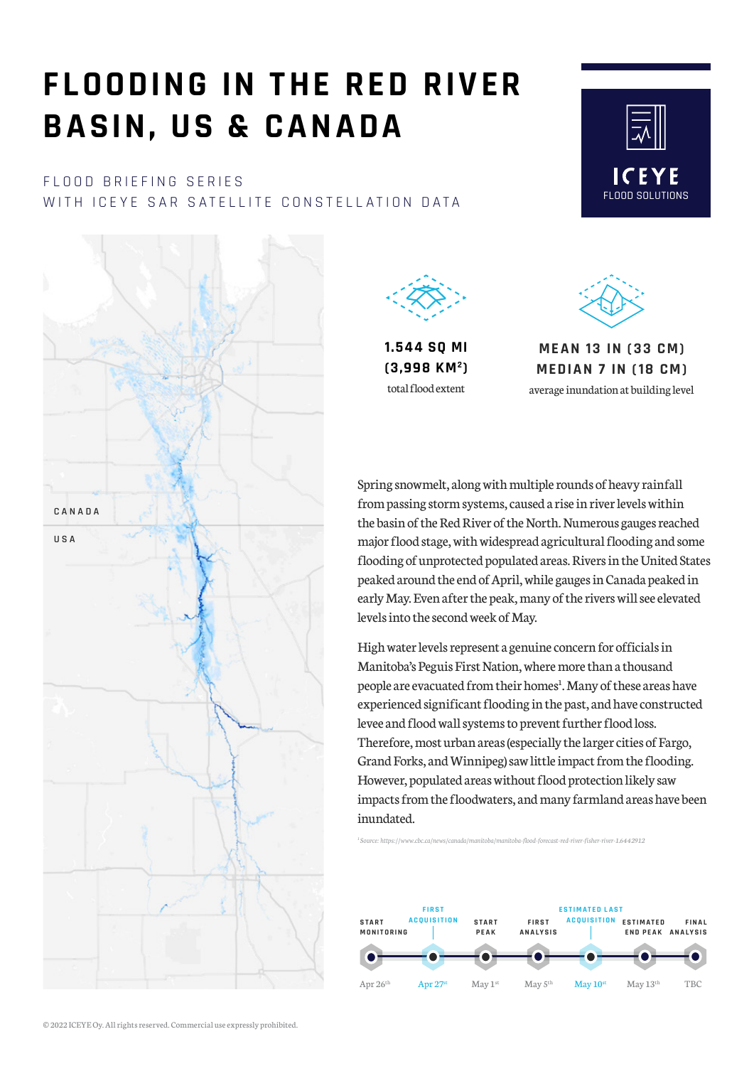# FLOODING IN THE RED RIVER BASIN, US & CANADA

FLOOD BRIEFING SERIES
WITH ICEYE SAR SATELLITE CONSTELLATION DATA

ICEYE
FLOOD SOLUTIONS

CANADA

USA

**1.544 SQ MI (3,998 KM$^2$)**
total flood extent

**MEAN 13 IN (33 CM)**
**MEDIAN 7 IN (18 CM)**
average inundation at building level

Spring snowmelt, along with multiple rounds of heavy rainfall from passing storm systems, caused a rise in river levels within the basin of the Red River of the North. Numerous gauges reached major flood stage, with widespread agricultural flooding and some flooding of unprotected populated areas. Rivers in the United States peaked around the end of April, while gauges in Canada peaked in early May. Even after the peak, many of the rivers will see elevated levels into the second week of May.

High water levels represent a genuine concern for officials in Manitoba's Peguis First Nation, where more than a thousand people are evacuated from their homes[1]. Many of these areas have experienced significant flooding in the past, and have constructed levee and flood wall systems to prevent further flood loss. Therefore, most urban areas (especially the larger cities of Fargo, Grand Forks, and Winnipeg) saw little impact from the flooding. However, populated areas without flood protection likely saw impacts from the floodwaters, and many farmland areas have been inundated.

[1] Source: https://www.cbc.ca/news/canada/manitoba/manitoba-flood-forecast-red-river-fisher-river-1.6442912

| START MONITORING | FIRST ACQUISITION | START PEAK | FIRST ANALYSIS | ESTIMATED LAST ACQUISITION | ESTIMATED END PEAK | FINAL ANALYSIS |
|---|---|---|---|---|---|---|
| Apr 26th | Apr 27st | May 1st | May 5th | May 10st | May 13th | TBC |

© 2022 ICEYE Oy. All rights reserved. Commercial use expressly prohibited.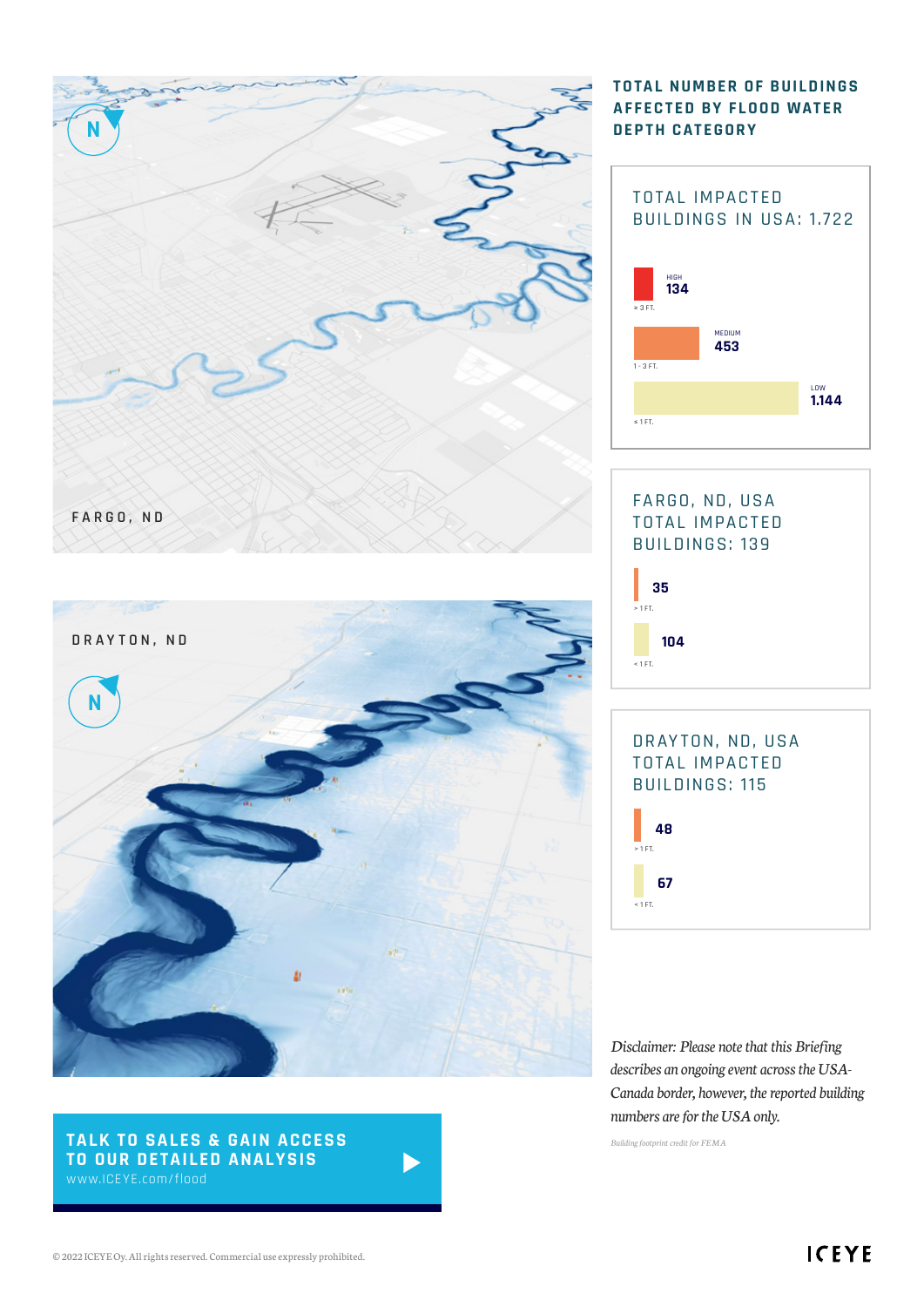FARGO, ND

DRAYTON, ND

## TOTAL NUMBER OF BUILDINGS AFFECTED BY FLOOD WATER DEPTH CATEGORY

### TOTAL IMPACTED BUILDINGS IN USA: 1.722

HIGH
134
≥ 3 FT.

MEDIUM
453
1 - 3 FT.

LOW
1.144
≤ 1 FT.

### FARGO, ND, USA TOTAL IMPACTED BUILDINGS: 139

35
> 1 FT.

104
< 1 FT.

### DRAYTON, ND, USA TOTAL IMPACTED BUILDINGS: 115

48
> 1 FT.

67
< 1 FT.

*Disclaimer: Please note that this Briefing describes an ongoing event across the USA-Canada border, however, the reported building numbers are for the USA only.*

*Building footprint credit for FEMA*

**TALK TO SALES & GAIN ACCESS TO OUR DETAILED ANALYSIS**
www.ICEYE.com/flood

© 2022 ICEYE Oy. All rights reserved. Commercial use expressly prohibited.

ICEYE